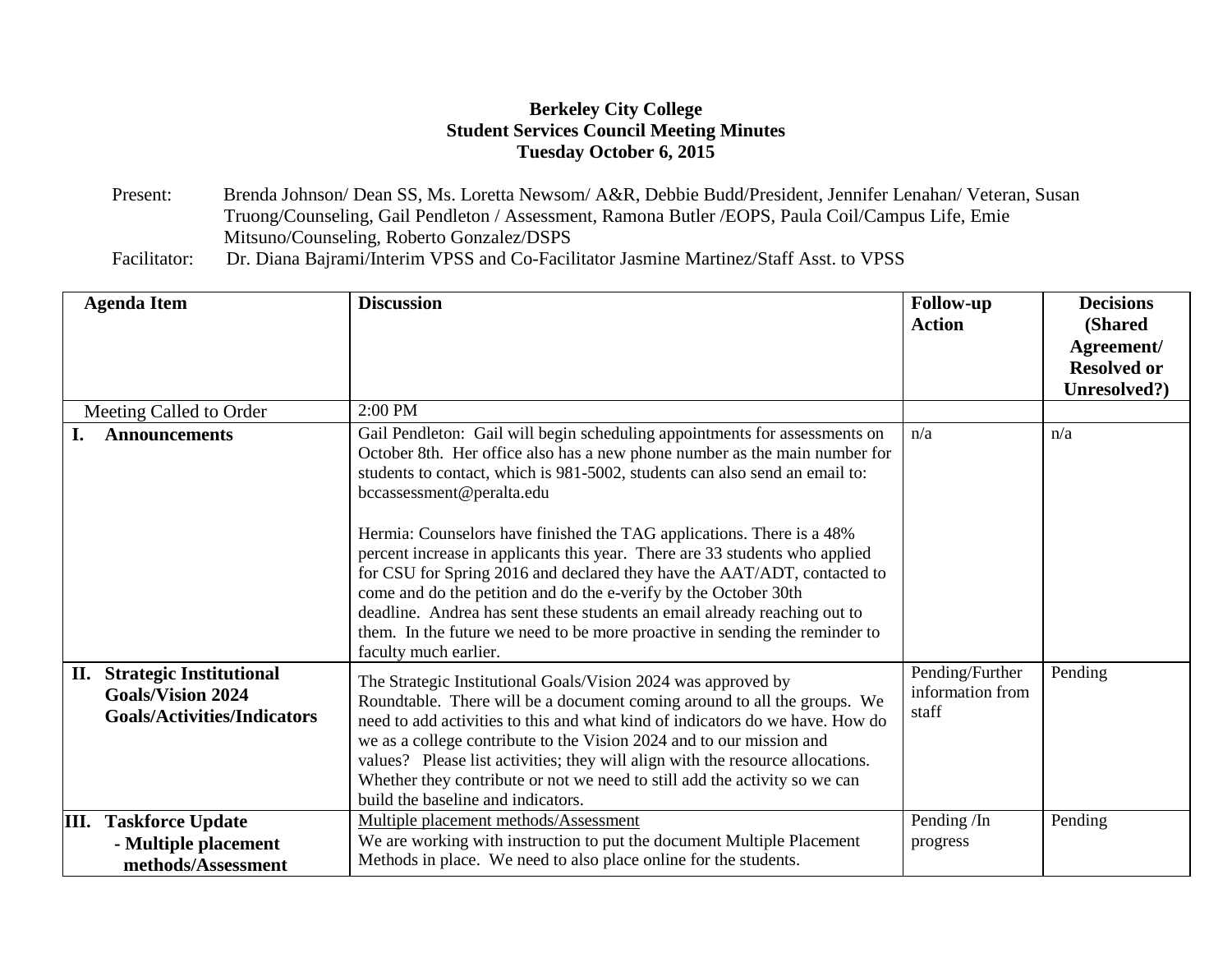**Berkeley City College**
**Student Services Council Meeting Minutes**
**Tuesday October 6, 2015**

Present: Brenda Johnson/ Dean SS, Ms. Loretta Newsom/ A&R, Debbie Budd/President, Jennifer Lenahan/ Veteran, Susan Truong/Counseling, Gail Pendleton / Assessment, Ramona Butler /EOPS, Paula Coil/Campus Life, Emie Mitsuno/Counseling, Roberto Gonzalez/DSPS

Facilitator: Dr. Diana Bajrami/Interim VPSS and Co-Facilitator Jasmine Martinez/Staff Asst. to VPSS

| **Agenda Item** | **Discussion** | **Follow-up Action** | **Decisions (Shared Agreement/ Resolved or Unresolved?)** |
|---|---|---|---|
| Meeting Called to Order | 2:00 PM | | |
| **I. Announcements** | Gail Pendleton: Gail will begin scheduling appointments for assessments on October 8th. Her office also has a new phone number as the main number for students to contact, which is 981-5002, students can also send an email to: bccassessment@peralta.edu<br><br>Hermia: Counselors have finished the TAG applications. There is a 48% percent increase in applicants this year. There are 33 students who applied for CSU for Spring 2016 and declared they have the AAT/ADT, contacted to come and do the petition and do the e-verify by the October 30th deadline. Andrea has sent these students an email already reaching out to them. In the future we need to be more proactive in sending the reminder to faculty much earlier. | n/a | n/a |
| **II. Strategic Institutional Goals/Vision 2024 Goals/Activities/Indicators** | The Strategic Institutional Goals/Vision 2024 was approved by Roundtable. There will be a document coming around to all the groups. We need to add activities to this and what kind of indicators do we have. How do we as a college contribute to the Vision 2024 and to our mission and values? Please list activities; they will align with the resource allocations. Whether they contribute or not we need to still add the activity so we can build the baseline and indicators. | Pending/Further information from staff | Pending |
| **III. Taskforce Update**<br>**- Multiple placement methods/Assessment** | Multiple placement methods/Assessment<br>We are working with instruction to put the document Multiple Placement Methods in place. We need to also place online for the students. | Pending /In progress | Pending |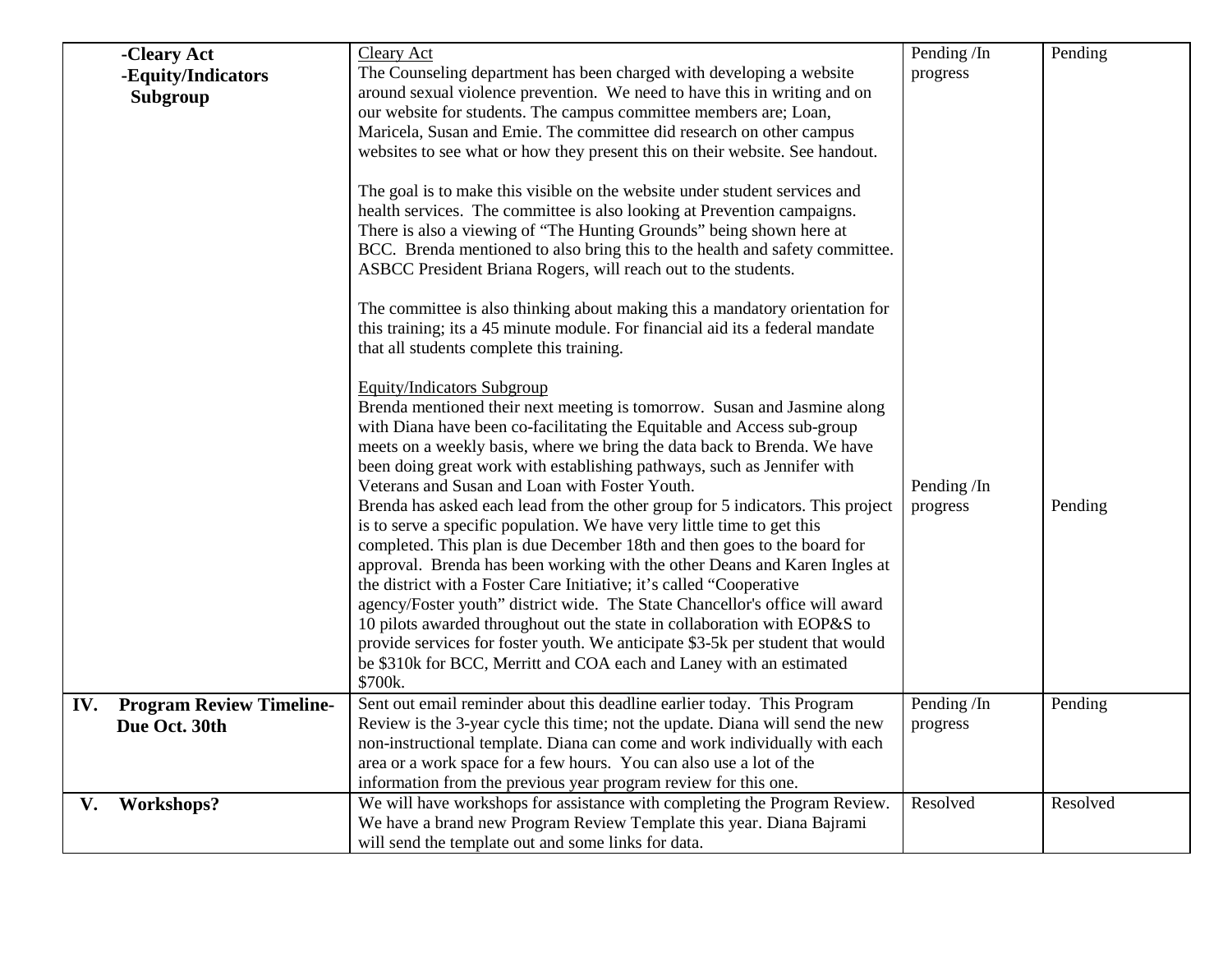| | | | |
|---|---|---|---|
| **-Cleary Act**<br>**-Equity/Indicators Subgroup** | Cleary Act<br>The Counseling department has been charged with developing a website around sexual violence prevention. We need to have this in writing and on our website for students. The campus committee members are; Loan, Maricela, Susan and Emie. The committee did research on other campus websites to see what or how they present this on their website. See handout.<br><br>The goal is to make this visible on the website under student services and health services. The committee is also looking at Prevention campaigns. There is also a viewing of "The Hunting Grounds" being shown here at BCC. Brenda mentioned to also bring this to the health and safety committee. ASBCC President Briana Rogers, will reach out to the students.<br><br>The committee is also thinking about making this a mandatory orientation for this training; its a 45 minute module. For financial aid its a federal mandate that all students complete this training.<br><br>Equity/Indicators Subgroup<br>Brenda mentioned their next meeting is tomorrow. Susan and Jasmine along with Diana have been co-facilitating the Equitable and Access sub-group meets on a weekly basis, where we bring the data back to Brenda. We have been doing great work with establishing pathways, such as Jennifer with Veterans and Susan and Loan with Foster Youth.<br>Brenda has asked each lead from the other group for 5 indicators. This project is to serve a specific population. We have very little time to get this completed. This plan is due December 18th and then goes to the board for approval. Brenda has been working with the other Deans and Karen Ingles at the district with a Foster Care Initiative; it's called "Cooperative agency/Foster youth" district wide. The State Chancellor's office will award 10 pilots awarded throughout out the state in collaboration with EOP&S to provide services for foster youth. We anticipate $3-5k per student that would be $310k for BCC, Merritt and COA each and Laney with an estimated $700k. | Pending /In progress<br><br>Pending /In progress | Pending<br><br>Pending |
| **IV. Program Review Timeline- Due Oct. 30th** | Sent out email reminder about this deadline earlier today. This Program Review is the 3-year cycle this time; not the update. Diana will send the new non-instructional template. Diana can come and work individually with each area or a work space for a few hours. You can also use a lot of the information from the previous year program review for this one. | Pending /In progress | Pending |
| **V. Workshops?** | We will have workshops for assistance with completing the Program Review. We have a brand new Program Review Template this year. Diana Bajrami will send the template out and some links for data. | Resolved | Resolved |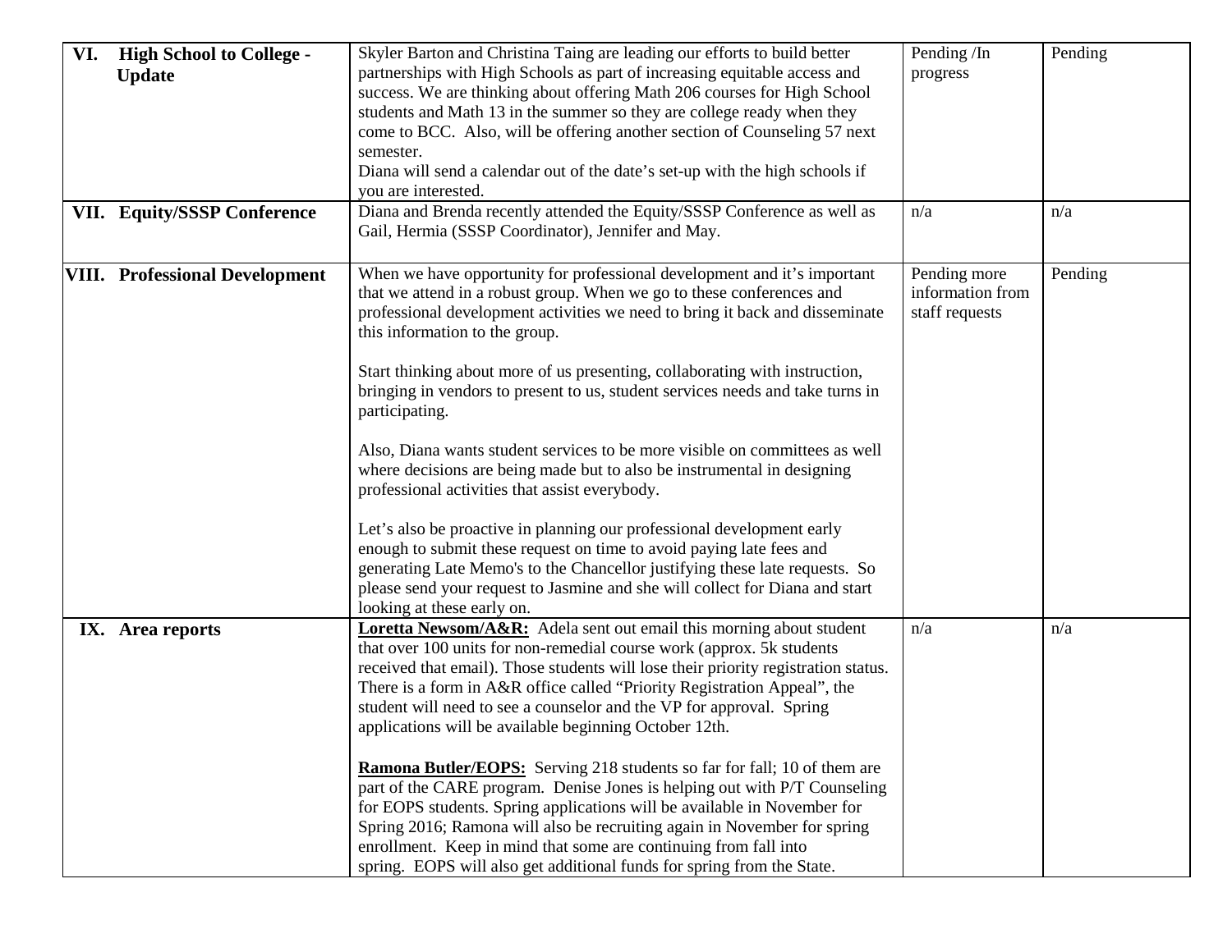| VI. High School to College - Update | Skyler Barton and Christina Taing are leading our efforts to build better partnerships with High Schools as part of increasing equitable access and success. We are thinking about offering Math 206 courses for High School students and Math 13 in the summer so they are college ready when they come to BCC. Also, will be offering another section of Counseling 57 next semester.<br>Diana will send a calendar out of the date's set-up with the high schools if you are interested. | Pending /In progress | Pending |
|---|---|---|---|
| VII. Equity/SSSP Conference | Diana and Brenda recently attended the Equity/SSSP Conference as well as Gail, Hermia (SSSP Coordinator), Jennifer and May. | n/a | n/a |
| VIII. Professional Development | When we have opportunity for professional development and it's important that we attend in a robust group. When we go to these conferences and professional development activities we need to bring it back and disseminate this information to the group.<br><br>Start thinking about more of us presenting, collaborating with instruction, bringing in vendors to present to us, student services needs and take turns in participating.<br><br>Also, Diana wants student services to be more visible on committees as well where decisions are being made but to also be instrumental in designing professional activities that assist everybody.<br><br>Let's also be proactive in planning our professional development early enough to submit these request on time to avoid paying late fees and generating Late Memo's to the Chancellor justifying these late requests. So please send your request to Jasmine and she will collect for Diana and start looking at these early on. | Pending more information from staff requests | Pending |
| IX. Area reports | **Loretta Newsom/A&R:** Adela sent out email this morning about student that over 100 units for non-remedial course work (approx. 5k students received that email). Those students will lose their priority registration status. There is a form in A&R office called "Priority Registration Appeal", the student will need to see a counselor and the VP for approval. Spring applications will be available beginning October 12th.<br><br>**Ramona Butler/EOPS:** Serving 218 students so far for fall; 10 of them are part of the CARE program. Denise Jones is helping out with P/T Counseling for EOPS students. Spring applications will be available in November for Spring 2016; Ramona will also be recruiting again in November for spring enrollment. Keep in mind that some are continuing from fall into spring. EOPS will also get additional funds for spring from the State. | n/a | n/a |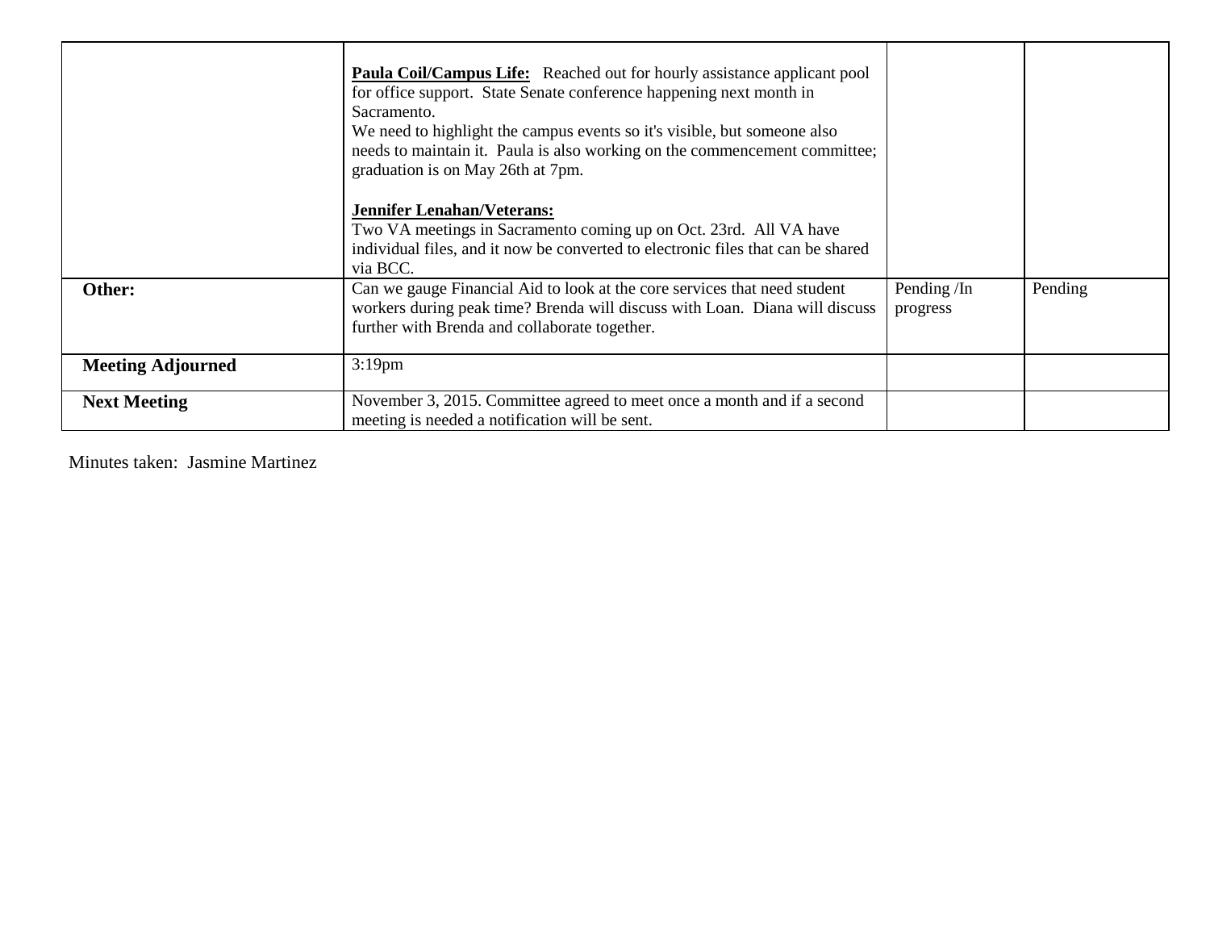| | | | |
|---|---|---|---|
| | **Paula Coil/Campus Life:** Reached out for hourly assistance applicant pool for office support. State Senate conference happening next month in Sacramento.<br>We need to highlight the campus events so it's visible, but someone also needs to maintain it. Paula is also working on the commencement committee; graduation is on May 26th at 7pm.<br><br>**Jennifer Lenahan/Veterans:**<br>Two VA meetings in Sacramento coming up on Oct. 23rd. All VA have individual files, and it now be converted to electronic files that can be shared via BCC. | | |
| **Other:** | Can we gauge Financial Aid to look at the core services that need student workers during peak time? Brenda will discuss with Loan. Diana will discuss further with Brenda and collaborate together. | Pending /In progress | Pending |
| **Meeting Adjourned** | 3:19pm | | |
| **Next Meeting** | November 3, 2015. Committee agreed to meet once a month and if a second meeting is needed a notification will be sent. | | |

Minutes taken: Jasmine Martinez